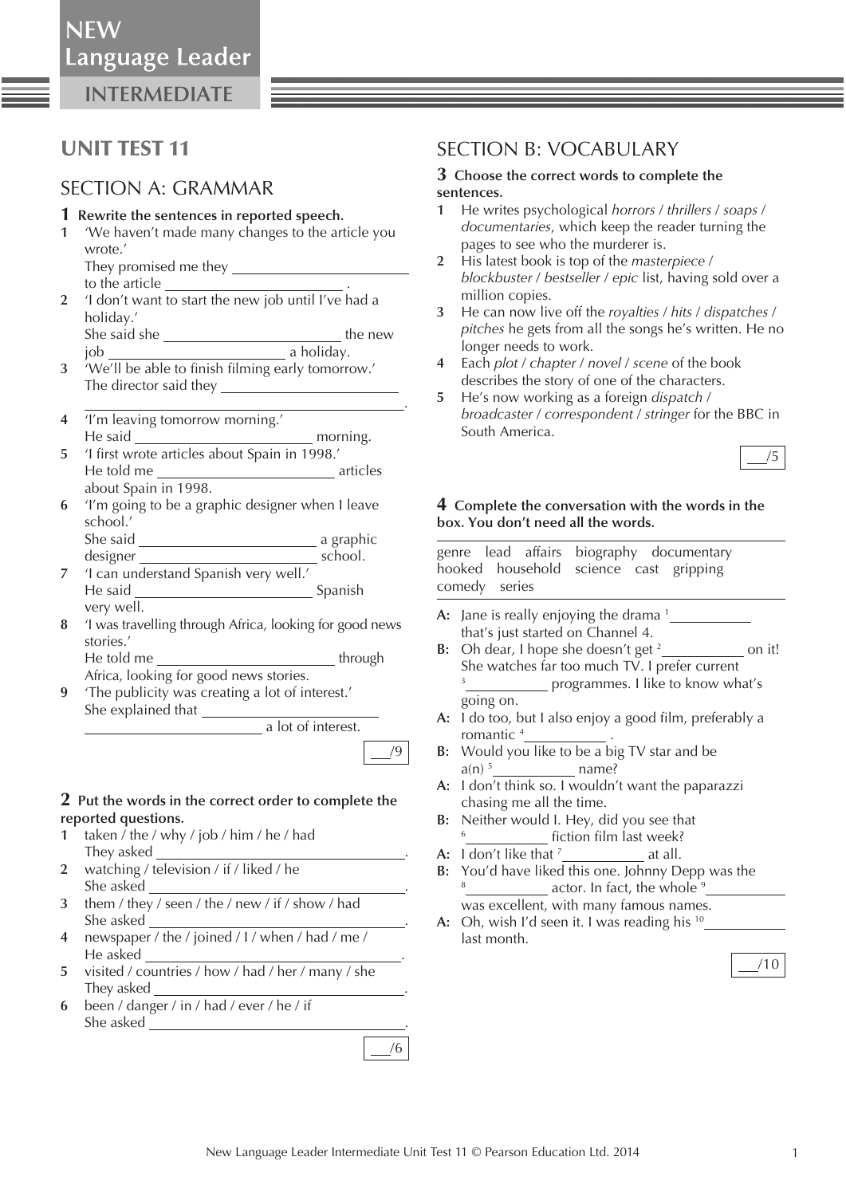# UNIT TEST 11

## SECTION A: GRAMMAR

**1 Rewrite the sentences in reported speech.**

1. 'We haven't made many changes to the article you wrote.'
   They promised me they ____________ to the article ____________ .
2. 'I don't want to start the new job until I've had a holiday.'
   She said she ____________ the new job ____________ a holiday.
3. 'We'll be able to finish filming early tomorrow.'
   The director said they ____________ ____________.
4. 'I'm leaving tomorrow morning.'
   He said ____________ morning.
5. 'I first wrote articles about Spain in 1998.'
   He told me ____________ articles about Spain in 1998.
6. 'I'm going to be a graphic designer when I leave school.'
   She said ____________ a graphic designer ____________ school.
7. 'I can understand Spanish very well.'
   He said ____________ Spanish very well.
8. 'I was travelling through Africa, looking for good news stories.'
   He told me ____________ through Africa, looking for good news stories.
9. 'The publicity was creating a lot of interest.'
   She explained that ____________ ____________ a lot of interest.

___/9

**2 Put the words in the correct order to complete the reported questions.**

1. taken / the / why / job / him / he / had
   They asked ____________.
2. watching / television / if / liked / he
   She asked ____________.
3. them / they / seen / the / new / if / show / had
   She asked ____________.
4. newspaper / the / joined / I / when / had / me /
   He asked ____________.
5. visited / countries / how / had / her / many / she
   They asked ____________.
6. been / danger / in / had / ever / he / if
   She asked ____________.

___/6

## SECTION B: VOCABULARY

**3 Choose the correct words to complete the sentences.**

1. He writes psychological *horrors* / *thrillers* / *soaps* / *documentaries*, which keep the reader turning the pages to see who the murderer is.
2. His latest book is top of the *masterpiece* / *blockbuster* / *bestseller* / *epic* list, having sold over a million copies.
3. He can now live off the *royalties* / *hits* / *dispatches* / *pitches* he gets from all the songs he's written. He no longer needs to work.
4. Each *plot* / *chapter* / *novel* / *scene* of the book describes the story of one of the characters.
5. He's now working as a foreign *dispatch* / *broadcaster* / *correspondent* / *stringer* for the BBC in South America.

___/5

**4 Complete the conversation with the words in the box. You don't need all the words.**

genre lead affairs biography documentary hooked household science cast gripping comedy series

**A:** Jane is really enjoying the drama [1]____________ that's just started on Channel 4.
**B:** Oh dear, I hope she doesn't get [2]____________ on it! She watches far too much TV. I prefer current [3]____________ programmes. I like to know what's going on.
**A:** I do too, but I also enjoy a good film, preferably a romantic [4]____________ .
**B:** Would you like to be a big TV star and be a(n) [5]____________ name?
**A:** I don't think so. I wouldn't want the paparazzi chasing me all the time.
**B:** Neither would I. Hey, did you see that [6]____________ fiction film last week?
**A:** I don't like that [7]____________ at all.
**B:** You'd have liked this one. Johnny Depp was the [8]____________ actor. In fact, the whole [9]____________ was excellent, with many famous names.
**A:** Oh, wish I'd seen it. I was reading his [10]____________ last month.

___/10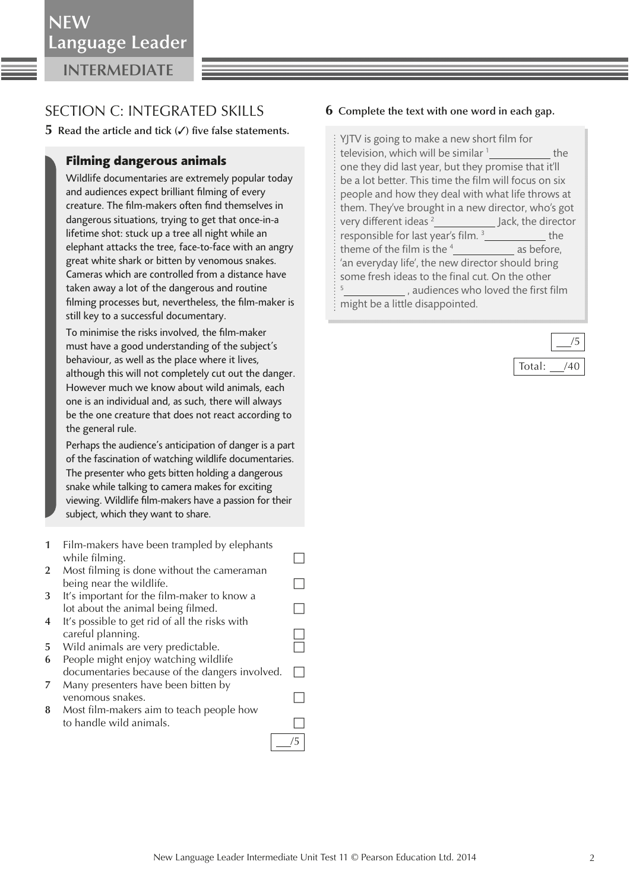## SECTION C: INTEGRATED SKILLS

**5 Read the article and tick (✓) five false statements.**

### Filming dangerous animals

Wildlife documentaries are extremely popular today and audiences expect brilliant filming of every creature. The film-makers often find themselves in dangerous situations, trying to get that once-in-a lifetime shot: stuck up a tree all night while an elephant attacks the tree, face-to-face with an angry great white shark or bitten by venomous snakes. Cameras which are controlled from a distance have taken away a lot of the dangerous and routine filming processes but, nevertheless, the film-maker is still key to a successful documentary.

To minimise the risks involved, the film-maker must have a good understanding of the subject's behaviour, as well as the place where it lives, although this will not completely cut out the danger. However much we know about wild animals, each one is an individual and, as such, there will always be the one creature that does not react according to the general rule.

Perhaps the audience's anticipation of danger is a part of the fascination of watching wildlife documentaries. The presenter who gets bitten holding a dangerous snake while talking to camera makes for exciting viewing. Wildlife film-makers have a passion for their subject, which they want to share.

1. Film-makers have been trampled by elephants while filming. ☐
2. Most filming is done without the cameraman being near the wildlife. ☐
3. It's important for the film-maker to know a lot about the animal being filmed. ☐
4. It's possible to get rid of all the risks with careful planning. ☐
5. Wild animals are very predictable. ☐
6. People might enjoy watching wildlife documentaries because of the dangers involved. ☐
7. Many presenters have been bitten by venomous snakes. ☐
8. Most film-makers aim to teach people how to handle wild animals. ☐

___/5

**6 Complete the text with one word in each gap.**

YJTV is going to make a new short film for television, which will be similar [1] __________ the one they did last year, but they promise that it'll be a lot better. This time the film will focus on six people and how they deal with what life throws at them. They've brought in a new director, who's got very different ideas [2] __________ Jack, the director responsible for last year's film. [3] __________ the theme of the film is the [4] __________ as before, 'an everyday life', the new director should bring some fresh ideas to the final cut. On the other [5] __________ , audiences who loved the first film might be a little disappointed.

___/5

Total: ___/40